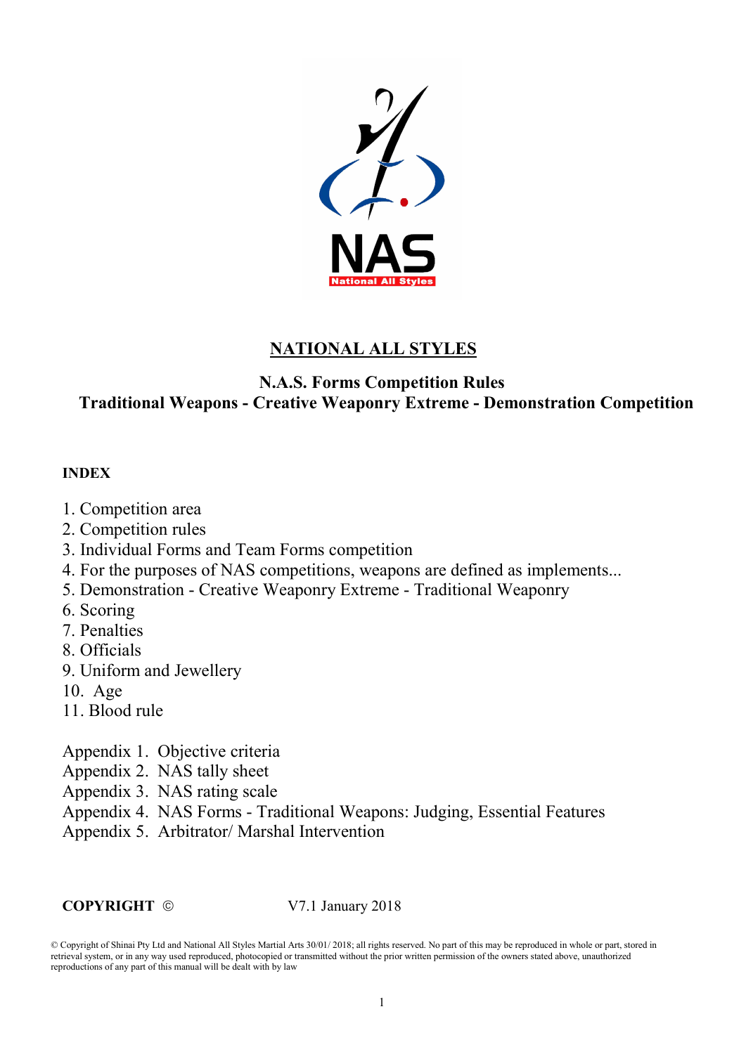# NATIONAL ALL STYLES

## N.A.S. Forms Competition Rules
## Traditional Weapons - Creative Weaponry Extreme - Demonstration Competition

**INDEX**

1. Competition area
2. Competition rules
3. Individual Forms and Team Forms competition
4. For the purposes of NAS competitions, weapons are defined as implements...
5. Demonstration - Creative Weaponry Extreme - Traditional Weaponry
6. Scoring
7. Penalties
8. Officials
9. Uniform and Jewellery
10. Age
11. Blood rule

Appendix 1. Objective criteria
Appendix 2. NAS tally sheet
Appendix 3. NAS rating scale
Appendix 4. NAS Forms - Traditional Weapons: Judging, Essential Features
Appendix 5. Arbitrator/ Marshal Intervention

**COPYRIGHT** © V7.1 January 2018

© Copyright of Shinai Pty Ltd and National All Styles Martial Arts 30/01/ 2018; all rights reserved. No part of this may be reproduced in whole or part, stored in retrieval system, or in any way used reproduced, photocopied or transmitted without the prior written permission of the owners stated above, unauthorized reproductions of any part of this manual will be dealt with by law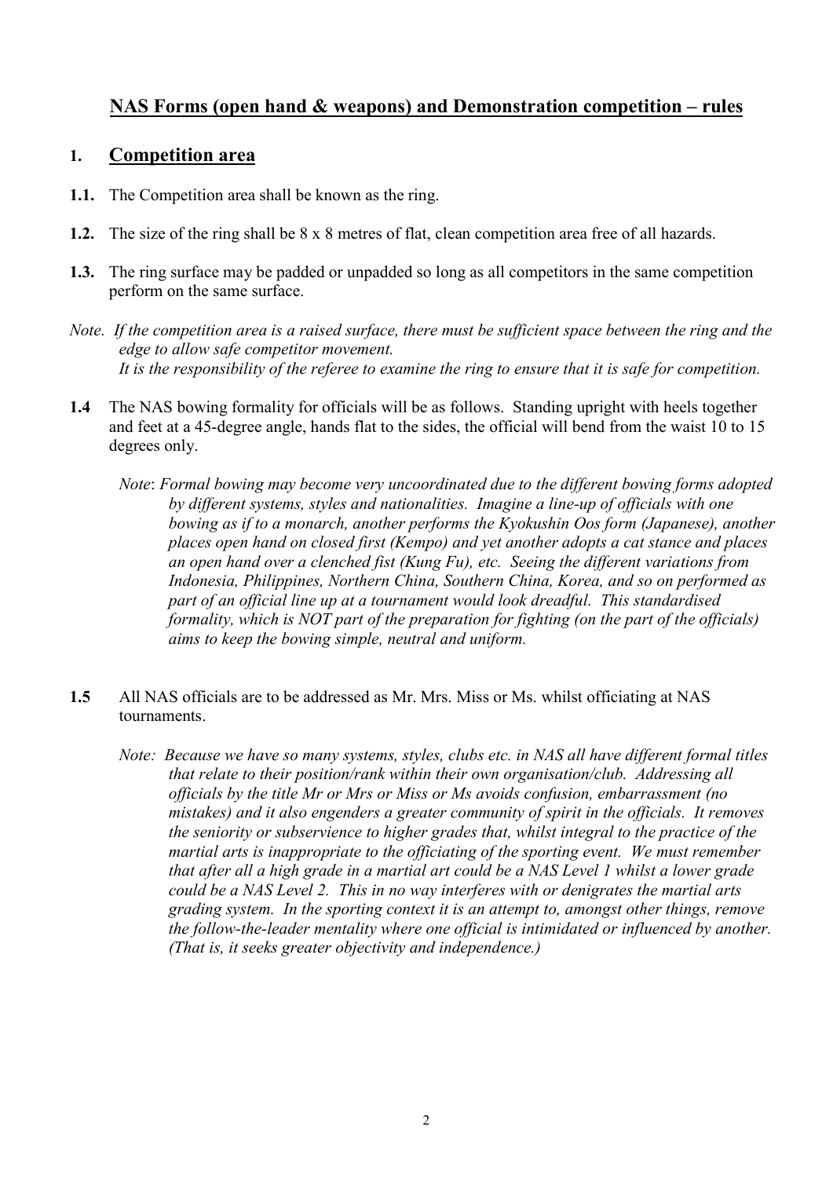## NAS Forms (open hand & weapons) and Demonstration competition – rules

## 1. Competition area

**1.1.** The Competition area shall be known as the ring.

**1.2.** The size of the ring shall be 8 x 8 metres of flat, clean competition area free of all hazards.

**1.3.** The ring surface may be padded or unpadded so long as all competitors in the same competition perform on the same surface.

*Note. If the competition area is a raised surface, there must be sufficient space between the ring and the edge to allow safe competitor movement.*
*It is the responsibility of the referee to examine the ring to ensure that it is safe for competition.*

**1.4** The NAS bowing formality for officials will be as follows. Standing upright with heels together and feet at a 45-degree angle, hands flat to the sides, the official will bend from the waist 10 to 15 degrees only.

*Note: Formal bowing may become very uncoordinated due to the different bowing forms adopted by different systems, styles and nationalities. Imagine a line-up of officials with one bowing as if to a monarch, another performs the Kyokushin Oos form (Japanese), another places open hand on closed first (Kempo) and yet another adopts a cat stance and places an open hand over a clenched fist (Kung Fu), etc. Seeing the different variations from Indonesia, Philippines, Northern China, Southern China, Korea, and so on performed as part of an official line up at a tournament would look dreadful. This standardised formality, which is NOT part of the preparation for fighting (on the part of the officials) aims to keep the bowing simple, neutral and uniform.*

**1.5** All NAS officials are to be addressed as Mr. Mrs. Miss or Ms. whilst officiating at NAS tournaments.

*Note: Because we have so many systems, styles, clubs etc. in NAS all have different formal titles that relate to their position/rank within their own organisation/club. Addressing all officials by the title Mr or Mrs or Miss or Ms avoids confusion, embarrassment (no mistakes) and it also engenders a greater community of spirit in the officials. It removes the seniority or subservience to higher grades that, whilst integral to the practice of the martial arts is inappropriate to the officiating of the sporting event. We must remember that after all a high grade in a martial art could be a NAS Level 1 whilst a lower grade could be a NAS Level 2. This in no way interferes with or denigrates the martial arts grading system. In the sporting context it is an attempt to, amongst other things, remove the follow-the-leader mentality where one official is intimidated or influenced by another. (That is, it seeks greater objectivity and independence.)*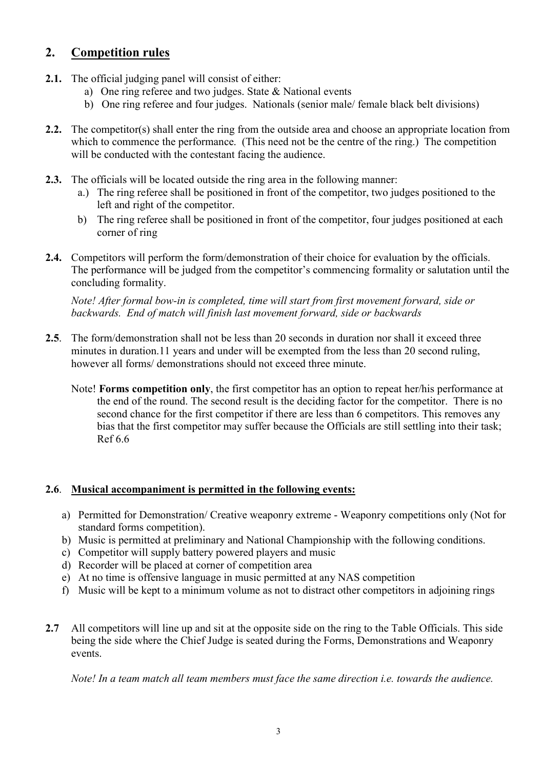## 2. Competition rules

**2.1.** The official judging panel will consist of either:

a) One ring referee and two judges. State & National events
b) One ring referee and four judges. Nationals (senior male/ female black belt divisions)

**2.2.** The competitor(s) shall enter the ring from the outside area and choose an appropriate location from which to commence the performance. (This need not be the centre of the ring.) The competition will be conducted with the contestant facing the audience.

**2.3.** The officials will be located outside the ring area in the following manner:

a.) The ring referee shall be positioned in front of the competitor, two judges positioned to the left and right of the competitor.
b) The ring referee shall be positioned in front of the competitor, four judges positioned at each corner of ring

**2.4.** Competitors will perform the form/demonstration of their choice for evaluation by the officials. The performance will be judged from the competitor's commencing formality or salutation until the concluding formality.

*Note! After formal bow-in is completed, time will start from first movement forward, side or backwards. End of match will finish last movement forward, side or backwards*

**2.5**. The form/demonstration shall not be less than 20 seconds in duration nor shall it exceed three minutes in duration.11 years and under will be exempted from the less than 20 second ruling, however all forms/ demonstrations should not exceed three minute.

Note! **Forms competition only**, the first competitor has an option to repeat her/his performance at the end of the round. The second result is the deciding factor for the competitor. There is no second chance for the first competitor if there are less than 6 competitors. This removes any bias that the first competitor may suffer because the Officials are still settling into their task; Ref 6.6

**2.6**. **Musical accompaniment is permitted in the following events:**

a) Permitted for Demonstration/ Creative weaponry extreme - Weaponry competitions only (Not for standard forms competition).
b) Music is permitted at preliminary and National Championship with the following conditions.
c) Competitor will supply battery powered players and music
d) Recorder will be placed at corner of competition area
e) At no time is offensive language in music permitted at any NAS competition
f) Music will be kept to a minimum volume as not to distract other competitors in adjoining rings

**2.7** All competitors will line up and sit at the opposite side on the ring to the Table Officials. This side being the side where the Chief Judge is seated during the Forms, Demonstrations and Weaponry events.

*Note! In a team match all team members must face the same direction i.e. towards the audience.*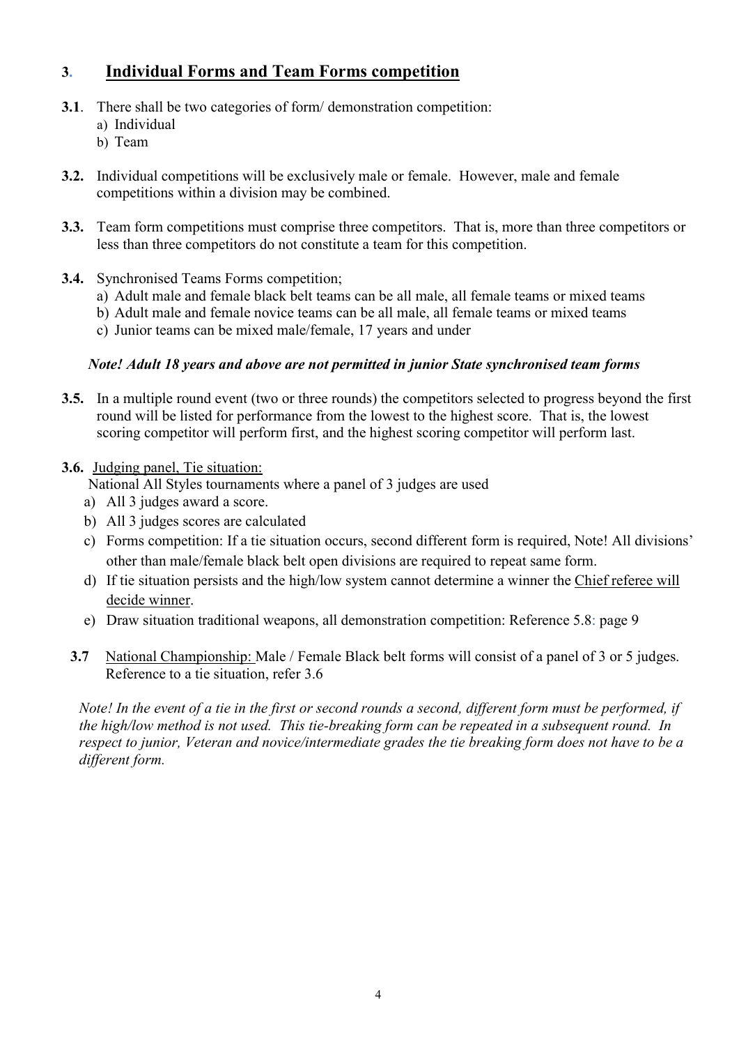## 3. Individual Forms and Team Forms competition

**3.1**. There shall be two categories of form/ demonstration competition:

a) Individual
b) Team

**3.2.** Individual competitions will be exclusively male or female. However, male and female competitions within a division may be combined.

**3.3.** Team form competitions must comprise three competitors. That is, more than three competitors or less than three competitors do not constitute a team for this competition.

**3.4.** Synchronised Teams Forms competition;

a) Adult male and female black belt teams can be all male, all female teams or mixed teams
b) Adult male and female novice teams can be all male, all female teams or mixed teams
c) Junior teams can be mixed male/female, 17 years and under

***Note! Adult 18 years and above are not permitted in junior State synchronised team forms***

**3.5.** In a multiple round event (two or three rounds) the competitors selected to progress beyond the first round will be listed for performance from the lowest to the highest score. That is, the lowest scoring competitor will perform first, and the highest scoring competitor will perform last.

**3.6.** <u>Judging panel, Tie situation:</u>

National All Styles tournaments where a panel of 3 judges are used

a) All 3 judges award a score.
b) All 3 judges scores are calculated
c) Forms competition: If a tie situation occurs, second different form is required, Note! All divisions' other than male/female black belt open divisions are required to repeat same form.
d) If tie situation persists and the high/low system cannot determine a winner the <u>Chief referee will decide winner</u>.
e) Draw situation traditional weapons, all demonstration competition: Reference 5.8: page 9

**3.7** <u>National Championship:</u> Male / Female Black belt forms will consist of a panel of 3 or 5 judges. Reference to a tie situation, refer 3.6

*Note! In the event of a tie in the first or second rounds a second, different form must be performed, if the high/low method is not used. This tie-breaking form can be repeated in a subsequent round. In respect to junior, Veteran and novice/intermediate grades the tie breaking form does not have to be a different form.*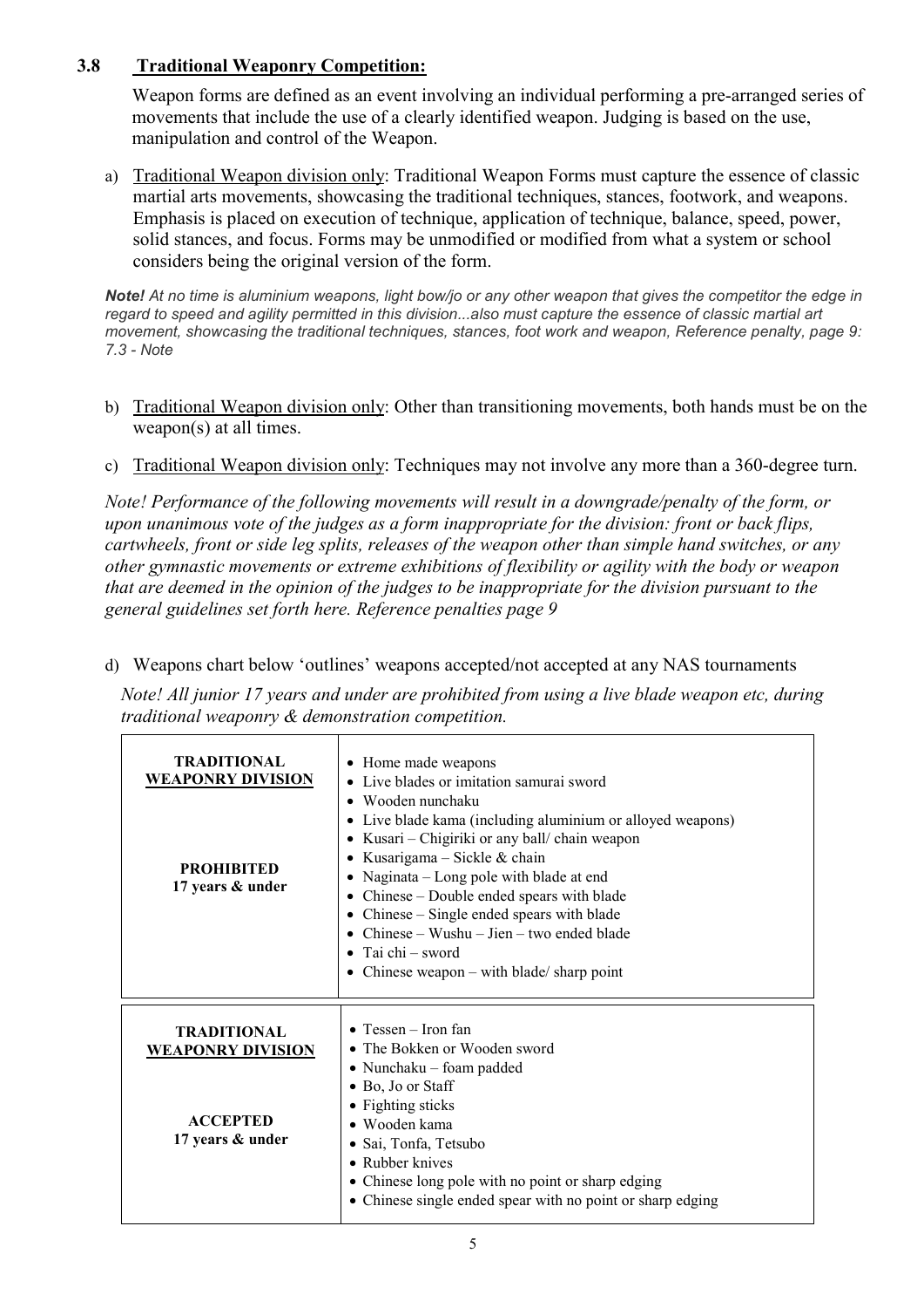### 3.8 Traditional Weaponry Competition:

Weapon forms are defined as an event involving an individual performing a pre-arranged series of movements that include the use of a clearly identified weapon. Judging is based on the use, manipulation and control of the Weapon.

a) Traditional Weapon division only: Traditional Weapon Forms must capture the essence of classic martial arts movements, showcasing the traditional techniques, stances, footwork, and weapons. Emphasis is placed on execution of technique, application of technique, balance, speed, power, solid stances, and focus. Forms may be unmodified or modified from what a system or school considers being the original version of the form.

***Note!*** *At no time is aluminium weapons, light bow/jo or any other weapon that gives the competitor the edge in regard to speed and agility permitted in this division...also must capture the essence of classic martial art movement, showcasing the traditional techniques, stances, foot work and weapon, Reference penalty, page 9: 7.3 - Note*

b) Traditional Weapon division only: Other than transitioning movements, both hands must be on the weapon(s) at all times.

c) Traditional Weapon division only: Techniques may not involve any more than a 360-degree turn.

*Note! Performance of the following movements will result in a downgrade/penalty of the form, or upon unanimous vote of the judges as a form inappropriate for the division: front or back flips, cartwheels, front or side leg splits, releases of the weapon other than simple hand switches, or any other gymnastic movements or extreme exhibitions of flexibility or agility with the body or weapon that are deemed in the opinion of the judges to be inappropriate for the division pursuant to the general guidelines set forth here. Reference penalties page 9*

d) Weapons chart below 'outlines' weapons accepted/not accepted at any NAS tournaments

*Note! All junior 17 years and under are prohibited from using a live blade weapon etc, during traditional weaponry & demonstration competition.*

| Division | Weapons |
|---|---|
| **TRADITIONAL WEAPONRY DIVISION**<br><br>**PROHIBITED 17 years & under** | • Home made weapons<br>• Live blades or imitation samurai sword<br>• Wooden nunchaku<br>• Live blade kama (including aluminium or alloyed weapons)<br>• Kusari – Chigiriki or any ball/ chain weapon<br>• Kusarigama – Sickle & chain<br>• Naginata – Long pole with blade at end<br>• Chinese – Double ended spears with blade<br>• Chinese – Single ended spears with blade<br>• Chinese – Wushu – Jien – two ended blade<br>• Tai chi – sword<br>• Chinese weapon – with blade/ sharp point |
| **TRADITIONAL WEAPONRY DIVISION**<br><br>**ACCEPTED 17 years & under** | • Tessen – Iron fan<br>• The Bokken or Wooden sword<br>• Nunchaku – foam padded<br>• Bo, Jo or Staff<br>• Fighting sticks<br>• Wooden kama<br>• Sai, Tonfa, Tetsubo<br>• Rubber knives<br>• Chinese long pole with no point or sharp edging<br>• Chinese single ended spear with no point or sharp edging |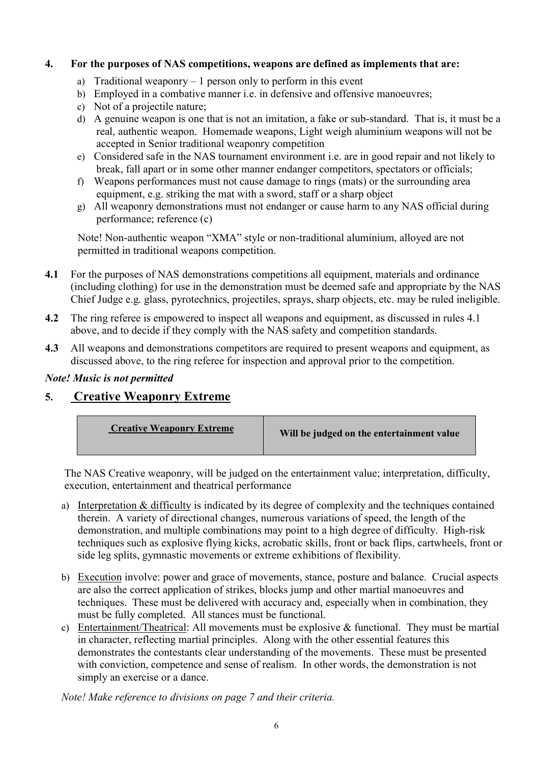**4. For the purposes of NAS competitions, weapons are defined as implements that are:**

a) Traditional weaponry – 1 person only to perform in this event
b) Employed in a combative manner i.e. in defensive and offensive manoeuvres;
c) Not of a projectile nature;
d) A genuine weapon is one that is not an imitation, a fake or sub-standard. That is, it must be a real, authentic weapon. Homemade weapons, Light weigh aluminium weapons will not be accepted in Senior traditional weaponry competition
e) Considered safe in the NAS tournament environment i.e. are in good repair and not likely to break, fall apart or in some other manner endanger competitors, spectators or officials;
f) Weapons performances must not cause damage to rings (mats) or the surrounding area equipment, e.g. striking the mat with a sword, staff or a sharp object
g) All weaponry demonstrations must not endanger or cause harm to any NAS official during performance; reference (c)

Note! Non-authentic weapon "XMA" style or non-traditional aluminium, alloyed are not permitted in traditional weapons competition.

**4.1** For the purposes of NAS demonstrations competitions all equipment, materials and ordinance (including clothing) for use in the demonstration must be deemed safe and appropriate by the NAS Chief Judge e.g. glass, pyrotechnics, projectiles, sprays, sharp objects, etc. may be ruled ineligible.

**4.2** The ring referee is empowered to inspect all weapons and equipment, as discussed in rules 4.1 above, and to decide if they comply with the NAS safety and competition standards.

**4.3** All weapons and demonstrations competitors are required to present weapons and equipment, as discussed above, to the ring referee for inspection and approval prior to the competition.

***Note! Music is not permitted***

## 5. Creative Weaponry Extreme

| Creative Weaponry Extreme | Will be judged on the entertainment value |
|---|---|

The NAS Creative weaponry, will be judged on the entertainment value; interpretation, difficulty, execution, entertainment and theatrical performance

a) Interpretation & difficulty is indicated by its degree of complexity and the techniques contained therein. A variety of directional changes, numerous variations of speed, the length of the demonstration, and multiple combinations may point to a high degree of difficulty. High-risk techniques such as explosive flying kicks, acrobatic skills, front or back flips, cartwheels, front or side leg splits, gymnastic movements or extreme exhibitions of flexibility.

b) Execution involve: power and grace of movements, stance, posture and balance. Crucial aspects are also the correct application of strikes, blocks jump and other martial manoeuvres and techniques. These must be delivered with accuracy and, especially when in combination, they must be fully completed. All stances must be functional.

c) Entertainment/Theatrical: All movements must be explosive & functional. They must be martial in character, reflecting martial principles. Along with the other essential features this demonstrates the contestants clear understanding of the movements. These must be presented with conviction, competence and sense of realism. In other words, the demonstration is not simply an exercise or a dance.

*Note! Make reference to divisions on page 7 and their criteria.*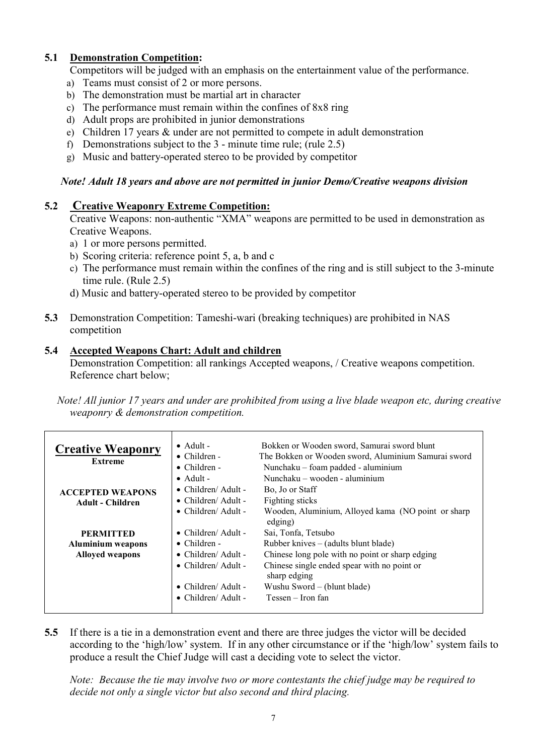**5.1 Demonstration Competition:**

Competitors will be judged with an emphasis on the entertainment value of the performance.

a) Teams must consist of 2 or more persons.
b) The demonstration must be martial art in character
c) The performance must remain within the confines of 8x8 ring
d) Adult props are prohibited in junior demonstrations
e) Children 17 years & under are not permitted to compete in adult demonstration
f) Demonstrations subject to the 3 - minute time rule; (rule 2.5)
g) Music and battery-operated stereo to be provided by competitor

***Note! Adult 18 years and above are not permitted in junior Demo/Creative weapons division***

**5.2 Creative Weaponry Extreme Competition:**

Creative Weapons: non-authentic "XMA" weapons are permitted to be used in demonstration as Creative Weapons.

a) 1 or more persons permitted.
b) Scoring criteria: reference point 5, a, b and c
c) The performance must remain within the confines of the ring and is still subject to the 3-minute time rule. (Rule 2.5)
d) Music and battery-operated stereo to be provided by competitor

**5.3** Demonstration Competition: Tameshi-wari (breaking techniques) are prohibited in NAS competition

**5.4 Accepted Weapons Chart: Adult and children**

Demonstration Competition: all rankings Accepted weapons, / Creative weapons competition. Reference chart below;

*Note! All junior 17 years and under are prohibited from using a live blade weapon etc, during creative weaponry & demonstration competition.*

| **Creative Weaponry Extreme**<br><br>**ACCEPTED WEAPONS Adult - Children**<br><br>**PERMITTED Aluminium weapons Alloyed weapons** | | |
|---|---|---|
| | • Adult - | Bokken or Wooden sword, Samurai sword blunt |
| | • Children - | The Bokken or Wooden sword, Aluminium Samurai sword |
| | • Children - | Nunchaku – foam padded - aluminium |
| | • Adult - | Nunchaku – wooden - aluminium |
| | • Children/ Adult - | Bo, Jo or Staff |
| | • Children/ Adult - | Fighting sticks |
| | • Children/ Adult - | Wooden, Aluminium, Alloyed kama (NO point or sharp edging) |
| | • Children/ Adult - | Sai, Tonfa, Tetsubo |
| | • Children - | Rubber knives – (adults blunt blade) |
| | • Children/ Adult - | Chinese long pole with no point or sharp edging |
| | • Children/ Adult - | Chinese single ended spear with no point or sharp edging |
| | • Children/ Adult - | Wushu Sword – (blunt blade) |
| | • Children/ Adult - | Tessen – Iron fan |

**5.5** If there is a tie in a demonstration event and there are three judges the victor will be decided according to the 'high/low' system. If in any other circumstance or if the 'high/low' system fails to produce a result the Chief Judge will cast a deciding vote to select the victor.

*Note: Because the tie may involve two or more contestants the chief judge may be required to decide not only a single victor but also second and third placing.*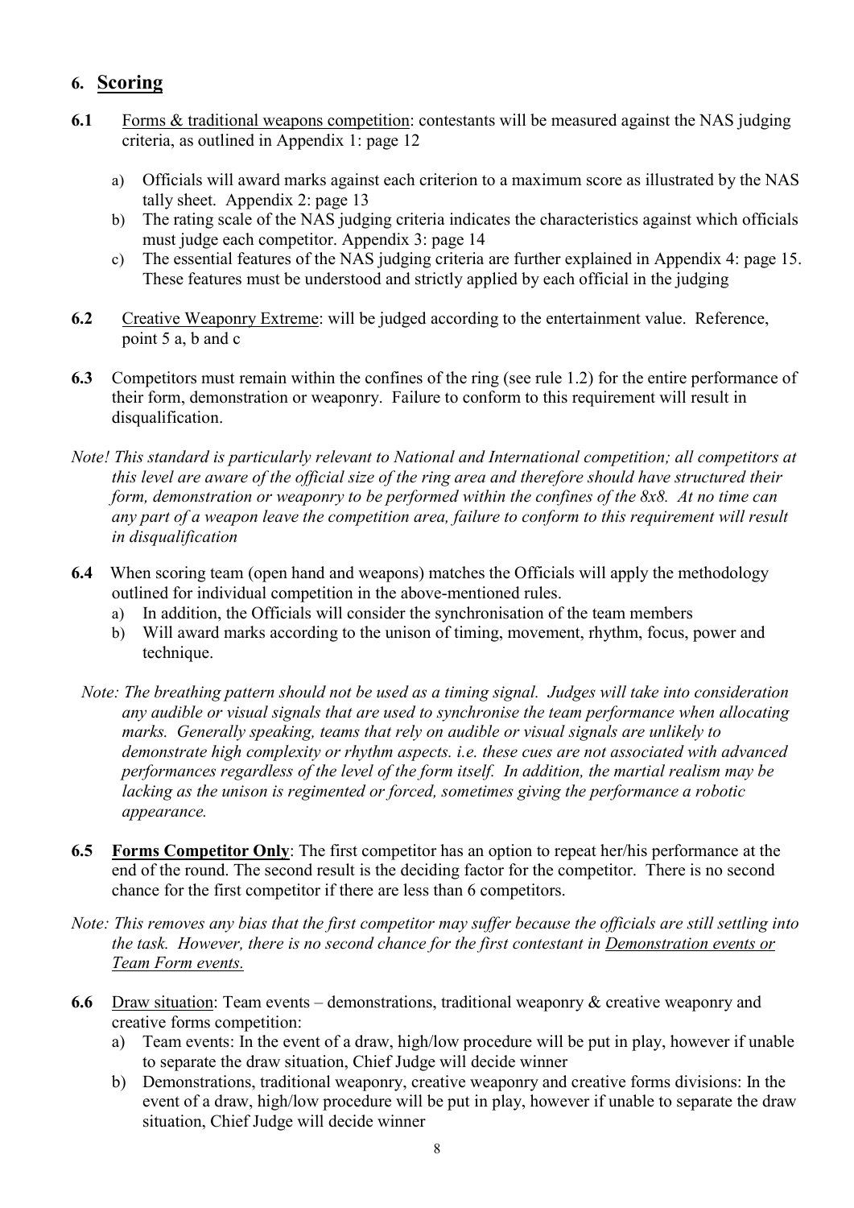## 6. Scoring

**6.1** Forms & traditional weapons competition: contestants will be measured against the NAS judging criteria, as outlined in Appendix 1: page 12

a) Officials will award marks against each criterion to a maximum score as illustrated by the NAS tally sheet. Appendix 2: page 13
b) The rating scale of the NAS judging criteria indicates the characteristics against which officials must judge each competitor. Appendix 3: page 14
c) The essential features of the NAS judging criteria are further explained in Appendix 4: page 15. These features must be understood and strictly applied by each official in the judging

**6.2** Creative Weaponry Extreme: will be judged according to the entertainment value. Reference, point 5 a, b and c

**6.3** Competitors must remain within the confines of the ring (see rule 1.2) for the entire performance of their form, demonstration or weaponry. Failure to conform to this requirement will result in disqualification.

*Note! This standard is particularly relevant to National and International competition; all competitors at this level are aware of the official size of the ring area and therefore should have structured their form, demonstration or weaponry to be performed within the confines of the 8x8. At no time can any part of a weapon leave the competition area, failure to conform to this requirement will result in disqualification*

**6.4** When scoring team (open hand and weapons) matches the Officials will apply the methodology outlined for individual competition in the above-mentioned rules.

a) In addition, the Officials will consider the synchronisation of the team members
b) Will award marks according to the unison of timing, movement, rhythm, focus, power and technique.

*Note: The breathing pattern should not be used as a timing signal. Judges will take into consideration any audible or visual signals that are used to synchronise the team performance when allocating marks. Generally speaking, teams that rely on audible or visual signals are unlikely to demonstrate high complexity or rhythm aspects. i.e. these cues are not associated with advanced performances regardless of the level of the form itself. In addition, the martial realism may be lacking as the unison is regimented or forced, sometimes giving the performance a robotic appearance.*

**6.5** **Forms Competitor Only**: The first competitor has an option to repeat her/his performance at the end of the round. The second result is the deciding factor for the competitor. There is no second chance for the first competitor if there are less than 6 competitors.

*Note: This removes any bias that the first competitor may suffer because the officials are still settling into the task. However, there is no second chance for the first contestant in Demonstration events or Team Form events.*

**6.6** Draw situation: Team events – demonstrations, traditional weaponry & creative weaponry and creative forms competition:

a) Team events: In the event of a draw, high/low procedure will be put in play, however if unable to separate the draw situation, Chief Judge will decide winner
b) Demonstrations, traditional weaponry, creative weaponry and creative forms divisions: In the event of a draw, high/low procedure will be put in play, however if unable to separate the draw situation, Chief Judge will decide winner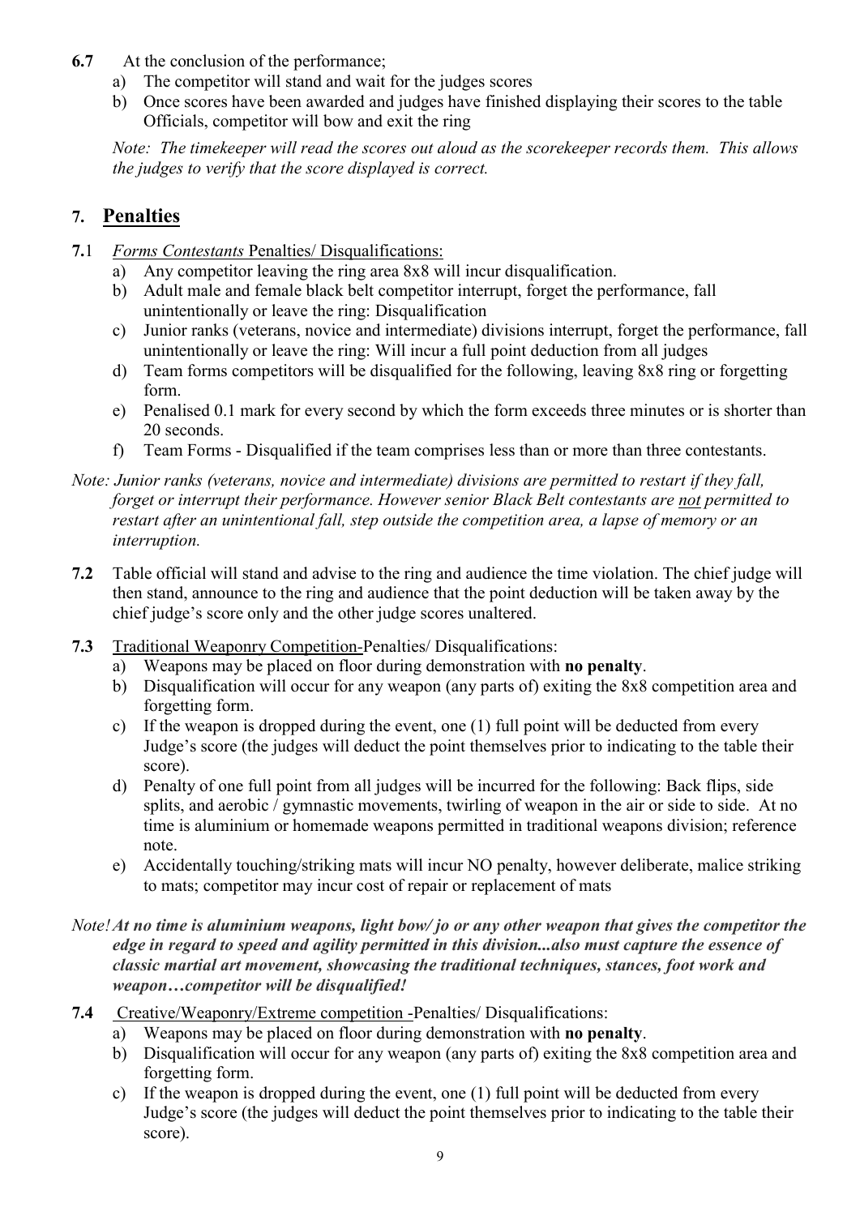**6.7** At the conclusion of the performance;

a) The competitor will stand and wait for the judges scores
b) Once scores have been awarded and judges have finished displaying their scores to the table Officials, competitor will bow and exit the ring

*Note: The timekeeper will read the scores out aloud as the scorekeeper records them. This allows the judges to verify that the score displayed is correct.*

## 7. Penalties

**7.1** *Forms Contestants* Penalties/ Disqualifications:

a) Any competitor leaving the ring area 8x8 will incur disqualification.
b) Adult male and female black belt competitor interrupt, forget the performance, fall unintentionally or leave the ring: Disqualification
c) Junior ranks (veterans, novice and intermediate) divisions interrupt, forget the performance, fall unintentionally or leave the ring: Will incur a full point deduction from all judges
d) Team forms competitors will be disqualified for the following, leaving 8x8 ring or forgetting form.
e) Penalised 0.1 mark for every second by which the form exceeds three minutes or is shorter than 20 seconds.
f) Team Forms - Disqualified if the team comprises less than or more than three contestants.

*Note: Junior ranks (veterans, novice and intermediate) divisions are permitted to restart if they fall, forget or interrupt their performance. However senior Black Belt contestants are not permitted to restart after an unintentional fall, step outside the competition area, a lapse of memory or an interruption.*

**7.2** Table official will stand and advise to the ring and audience the time violation. The chief judge will then stand, announce to the ring and audience that the point deduction will be taken away by the chief judge's score only and the other judge scores unaltered.

**7.3** Traditional Weaponry Competition-Penalties/ Disqualifications:

a) Weapons may be placed on floor during demonstration with **no penalty**.
b) Disqualification will occur for any weapon (any parts of) exiting the 8x8 competition area and forgetting form.
c) If the weapon is dropped during the event, one (1) full point will be deducted from every Judge's score (the judges will deduct the point themselves prior to indicating to the table their score).
d) Penalty of one full point from all judges will be incurred for the following: Back flips, side splits, and aerobic / gymnastic movements, twirling of weapon in the air or side to side. At no time is aluminium or homemade weapons permitted in traditional weapons division; reference note.
e) Accidentally touching/striking mats will incur NO penalty, however deliberate, malice striking to mats; competitor may incur cost of repair or replacement of mats

*Note!* ***At no time is aluminium weapons, light bow/ jo or any other weapon that gives the competitor the edge in regard to speed and agility permitted in this division...also must capture the essence of classic martial art movement, showcasing the traditional techniques, stances, foot work and weapon…competitor will be disqualified!***

**7.4** Creative/Weaponry/Extreme competition -Penalties/ Disqualifications:

a) Weapons may be placed on floor during demonstration with **no penalty**.
b) Disqualification will occur for any weapon (any parts of) exiting the 8x8 competition area and forgetting form.
c) If the weapon is dropped during the event, one (1) full point will be deducted from every Judge's score (the judges will deduct the point themselves prior to indicating to the table their score).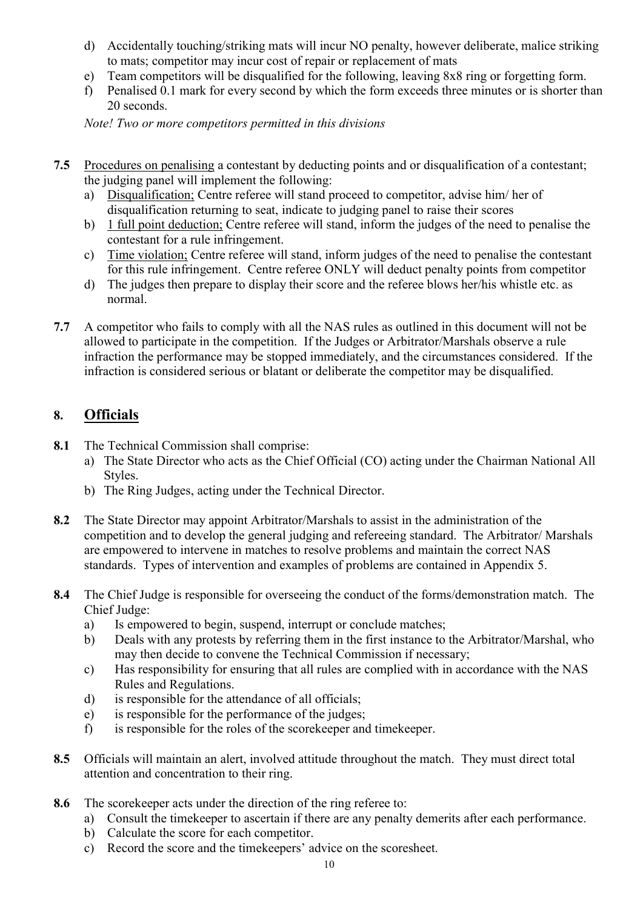d) Accidentally touching/striking mats will incur NO penalty, however deliberate, malice striking to mats; competitor may incur cost of repair or replacement of mats
e) Team competitors will be disqualified for the following, leaving 8x8 ring or forgetting form.
f) Penalised 0.1 mark for every second by which the form exceeds three minutes or is shorter than 20 seconds.

*Note! Two or more competitors permitted in this divisions*

**7.5** Procedures on penalising a contestant by deducting points and or disqualification of a contestant; the judging panel will implement the following:

a) Disqualification; Centre referee will stand proceed to competitor, advise him/ her of disqualification returning to seat, indicate to judging panel to raise their scores
b) 1 full point deduction; Centre referee will stand, inform the judges of the need to penalise the contestant for a rule infringement.
c) Time violation; Centre referee will stand, inform judges of the need to penalise the contestant for this rule infringement. Centre referee ONLY will deduct penalty points from competitor
d) The judges then prepare to display their score and the referee blows her/his whistle etc. as normal.

**7.7** A competitor who fails to comply with all the NAS rules as outlined in this document will not be allowed to participate in the competition. If the Judges or Arbitrator/Marshals observe a rule infraction the performance may be stopped immediately, and the circumstances considered. If the infraction is considered serious or blatant or deliberate the competitor may be disqualified.

## 8. Officials

**8.1** The Technical Commission shall comprise:

a) The State Director who acts as the Chief Official (CO) acting under the Chairman National All Styles.
b) The Ring Judges, acting under the Technical Director.

**8.2** The State Director may appoint Arbitrator/Marshals to assist in the administration of the competition and to develop the general judging and refereeing standard. The Arbitrator/ Marshals are empowered to intervene in matches to resolve problems and maintain the correct NAS standards. Types of intervention and examples of problems are contained in Appendix 5.

**8.4** The Chief Judge is responsible for overseeing the conduct of the forms/demonstration match. The Chief Judge:

a) Is empowered to begin, suspend, interrupt or conclude matches;
b) Deals with any protests by referring them in the first instance to the Arbitrator/Marshal, who may then decide to convene the Technical Commission if necessary;
c) Has responsibility for ensuring that all rules are complied with in accordance with the NAS Rules and Regulations.
d) is responsible for the attendance of all officials;
e) is responsible for the performance of the judges;
f) is responsible for the roles of the scorekeeper and timekeeper.

**8.5** Officials will maintain an alert, involved attitude throughout the match. They must direct total attention and concentration to their ring.

**8.6** The scorekeeper acts under the direction of the ring referee to:

a) Consult the timekeeper to ascertain if there are any penalty demerits after each performance.
b) Calculate the score for each competitor.
c) Record the score and the timekeepers' advice on the scoresheet.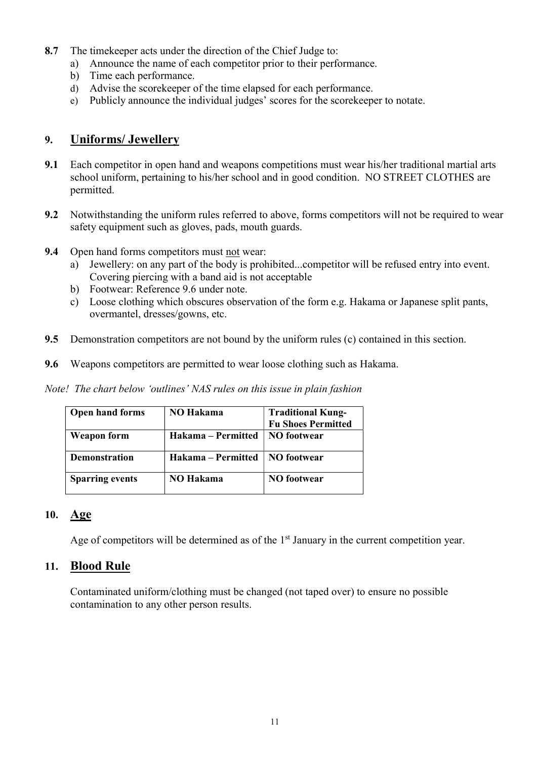**8.7** The timekeeper acts under the direction of the Chief Judge to:

a) Announce the name of each competitor prior to their performance.
b) Time each performance.
d) Advise the scorekeeper of the time elapsed for each performance.
e) Publicly announce the individual judges' scores for the scorekeeper to notate.

## 9. Uniforms/ Jewellery

**9.1** Each competitor in open hand and weapons competitions must wear his/her traditional martial arts school uniform, pertaining to his/her school and in good condition. NO STREET CLOTHES are permitted.

**9.2** Notwithstanding the uniform rules referred to above, forms competitors will not be required to wear safety equipment such as gloves, pads, mouth guards.

**9.4** Open hand forms competitors must not wear:

a) Jewellery: on any part of the body is prohibited...competitor will be refused entry into event. Covering piercing with a band aid is not acceptable
b) Footwear: Reference 9.6 under note.
c) Loose clothing which obscures observation of the form e.g. Hakama or Japanese split pants, overmantel, dresses/gowns, etc.

**9.5** Demonstration competitors are not bound by the uniform rules (c) contained in this section.

**9.6** Weapons competitors are permitted to wear loose clothing such as Hakama.

*Note! The chart below 'outlines' NAS rules on this issue in plain fashion*

| **Open hand forms** | **NO Hakama** | **Traditional Kung-Fu Shoes Permitted** |
|---|---|---|
| **Weapon form** | **Hakama – Permitted** | **NO footwear** |
| **Demonstration** | **Hakama – Permitted** | **NO footwear** |
| **Sparring events** | **NO Hakama** | **NO footwear** |

## 10. Age

Age of competitors will be determined as of the 1st January in the current competition year.

## 11. Blood Rule

Contaminated uniform/clothing must be changed (not taped over) to ensure no possible contamination to any other person results.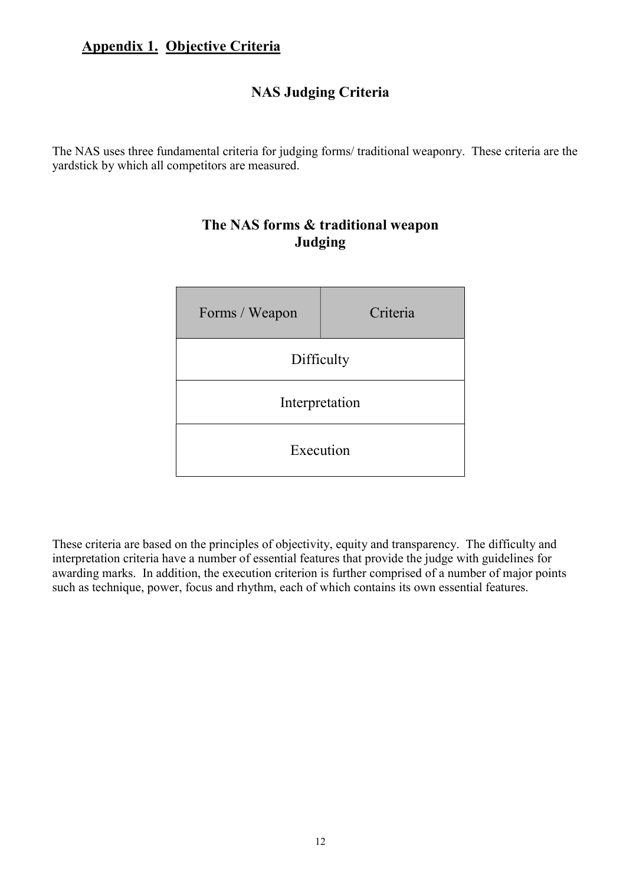## **Appendix 1. Objective Criteria**

### NAS Judging Criteria

The NAS uses three fundamental criteria for judging forms/ traditional weaponry. These criteria are the yardstick by which all competitors are measured.

### The NAS forms & traditional weapon Judging

| Forms / Weapon | Criteria |
|---|---|
| Difficulty | |
| Interpretation | |
| Execution | |

These criteria are based on the principles of objectivity, equity and transparency. The difficulty and interpretation criteria have a number of essential features that provide the judge with guidelines for awarding marks. In addition, the execution criterion is further comprised of a number of major points such as technique, power, focus and rhythm, each of which contains its own essential features.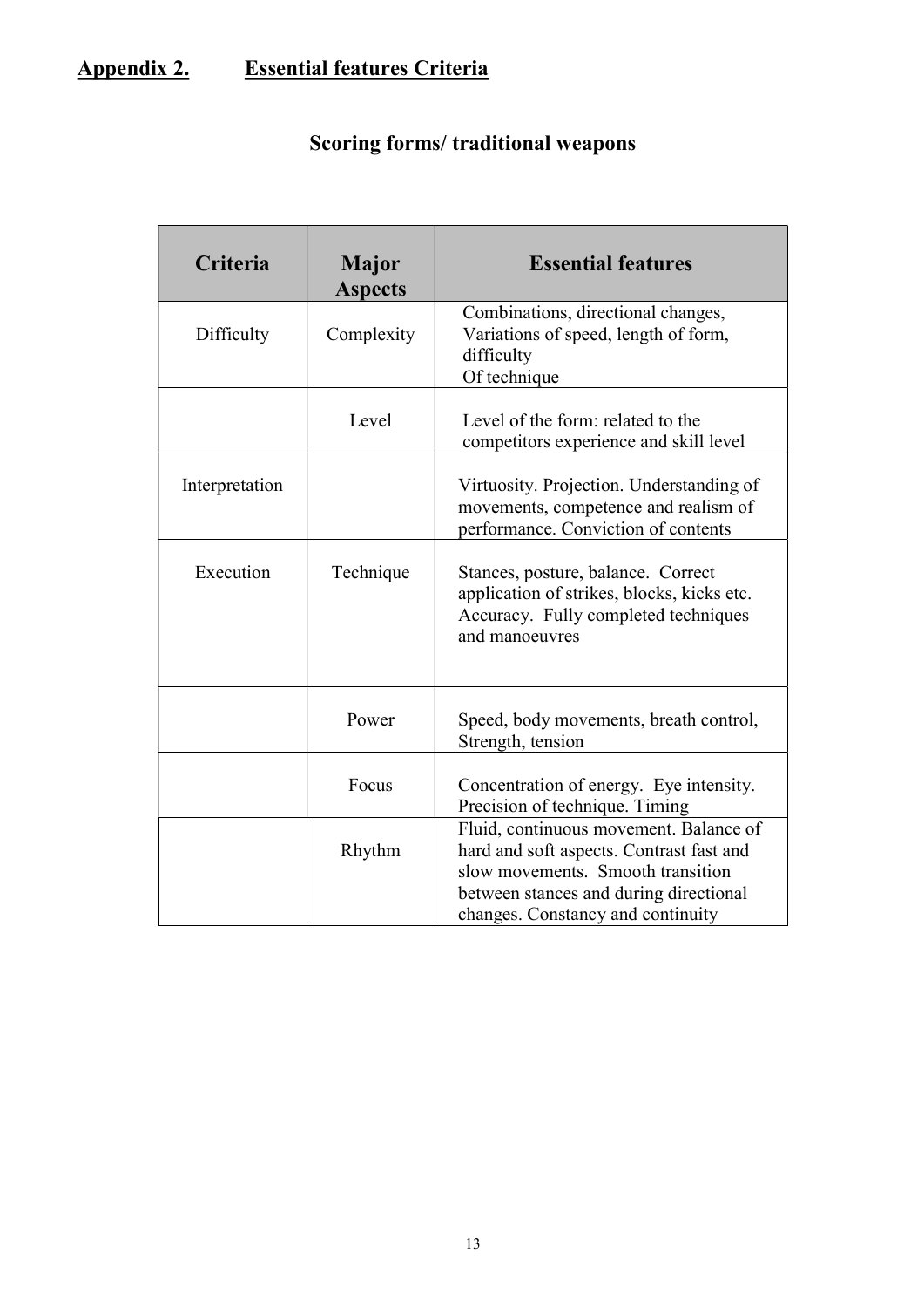# **Appendix 2.** **Essential features Criteria**

## Scoring forms/ traditional weapons

| Criteria | Major Aspects | Essential features |
|---|---|---|
| Difficulty | Complexity | Combinations, directional changes, Variations of speed, length of form, difficulty Of technique |
| | Level | Level of the form: related to the competitors experience and skill level |
| Interpretation | | Virtuosity. Projection. Understanding of movements, competence and realism of performance. Conviction of contents |
| Execution | Technique | Stances, posture, balance. Correct application of strikes, blocks, kicks etc. Accuracy. Fully completed techniques and manoeuvres |
| | Power | Speed, body movements, breath control, Strength, tension |
| | Focus | Concentration of energy. Eye intensity. Precision of technique. Timing |
| | Rhythm | Fluid, continuous movement. Balance of hard and soft aspects. Contrast fast and slow movements. Smooth transition between stances and during directional changes. Constancy and continuity |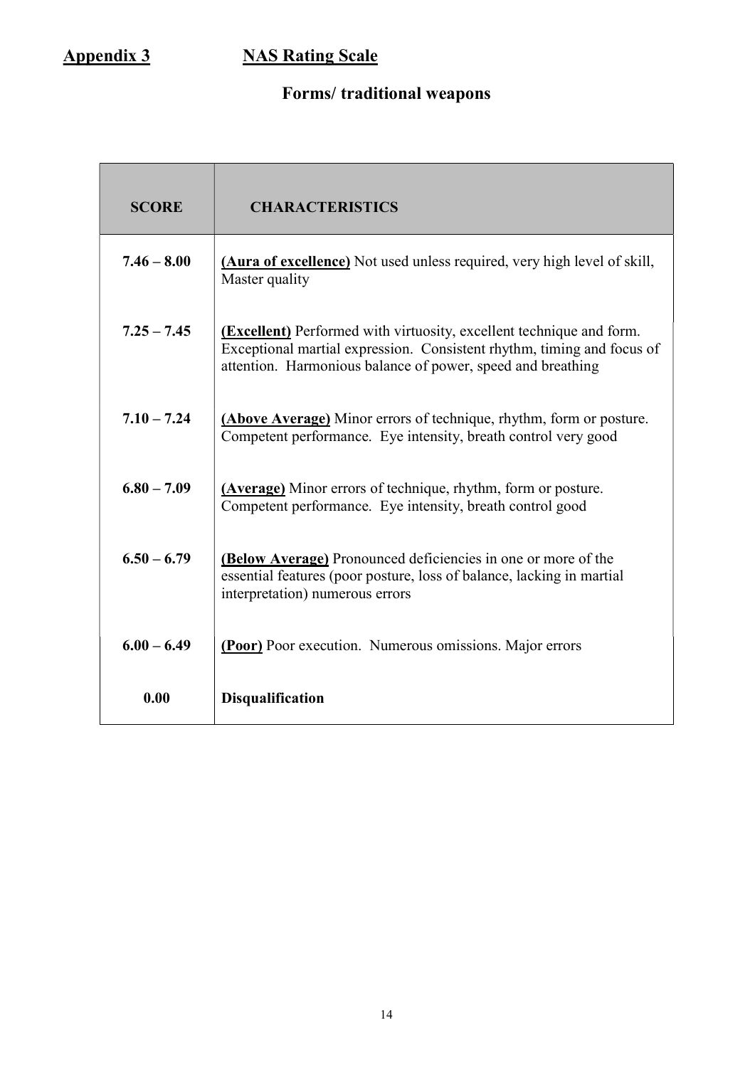## Appendix 3 NAS Rating Scale

### Forms/ traditional weapons

| SCORE | CHARACTERISTICS |
|---|---|
| **7.46 – 8.00** | **(Aura of excellence)** Not used unless required, very high level of skill, Master quality |
| **7.25 – 7.45** | **(Excellent)** Performed with virtuosity, excellent technique and form. Exceptional martial expression. Consistent rhythm, timing and focus of attention. Harmonious balance of power, speed and breathing |
| **7.10 – 7.24** | **(Above Average)** Minor errors of technique, rhythm, form or posture. Competent performance. Eye intensity, breath control very good |
| **6.80 – 7.09** | **(Average)** Minor errors of technique, rhythm, form or posture. Competent performance. Eye intensity, breath control good |
| **6.50 – 6.79** | **(Below Average)** Pronounced deficiencies in one or more of the essential features (poor posture, loss of balance, lacking in martial interpretation) numerous errors |
| **6.00 – 6.49** | **(Poor)** Poor execution. Numerous omissions. Major errors |
| **0.00** | **Disqualification** |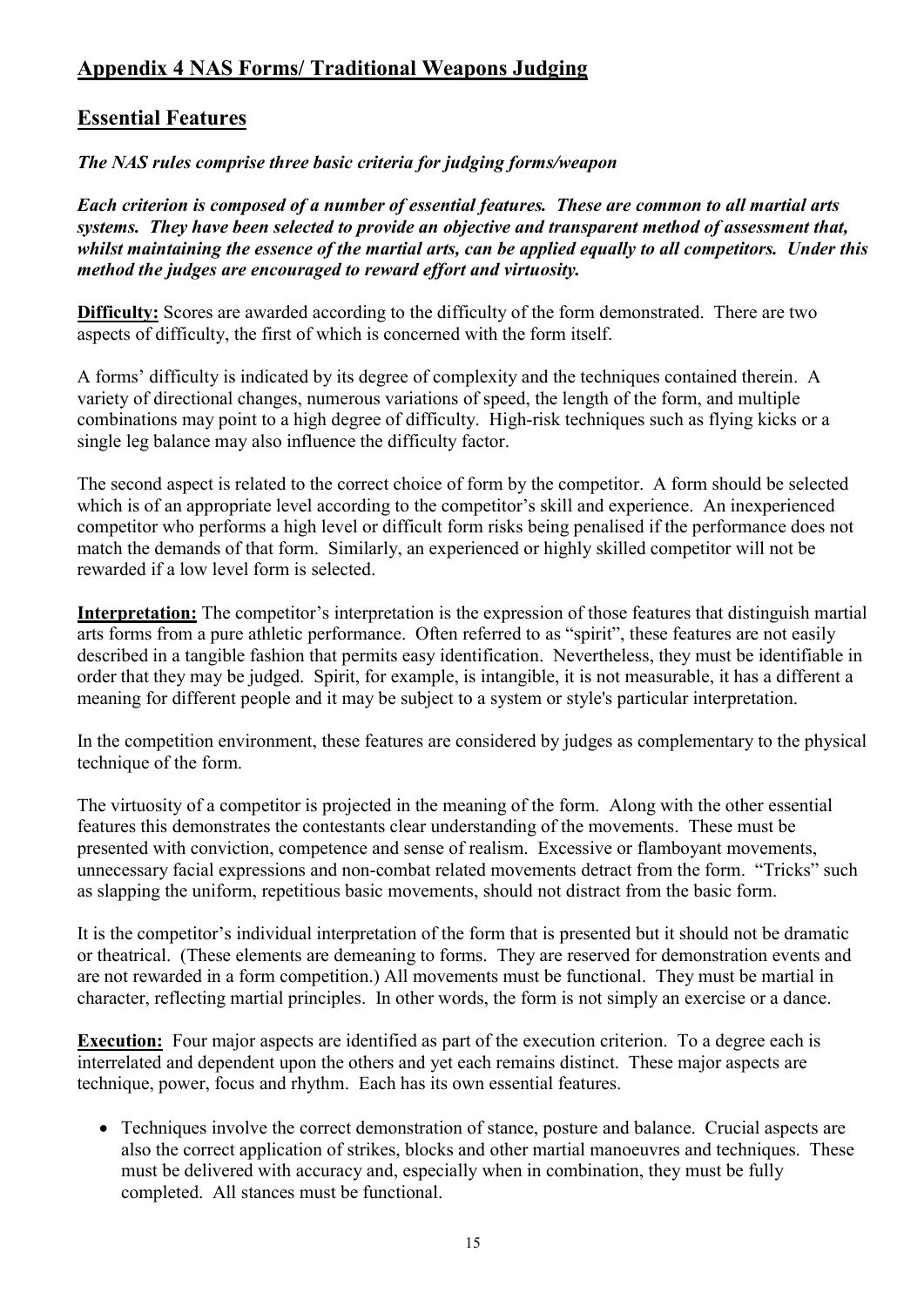## Appendix 4 NAS Forms/ Traditional Weapons Judging

## Essential Features

***The NAS rules comprise three basic criteria for judging forms/weapon***

***Each criterion is composed of a number of essential features. These are common to all martial arts systems. They have been selected to provide an objective and transparent method of assessment that, whilst maintaining the essence of the martial arts, can be applied equally to all competitors. Under this method the judges are encouraged to reward effort and virtuosity.***

**Difficulty:** Scores are awarded according to the difficulty of the form demonstrated. There are two aspects of difficulty, the first of which is concerned with the form itself.

A forms' difficulty is indicated by its degree of complexity and the techniques contained therein. A variety of directional changes, numerous variations of speed, the length of the form, and multiple combinations may point to a high degree of difficulty. High-risk techniques such as flying kicks or a single leg balance may also influence the difficulty factor.

The second aspect is related to the correct choice of form by the competitor. A form should be selected which is of an appropriate level according to the competitor's skill and experience. An inexperienced competitor who performs a high level or difficult form risks being penalised if the performance does not match the demands of that form. Similarly, an experienced or highly skilled competitor will not be rewarded if a low level form is selected.

**Interpretation:** The competitor's interpretation is the expression of those features that distinguish martial arts forms from a pure athletic performance. Often referred to as "spirit", these features are not easily described in a tangible fashion that permits easy identification. Nevertheless, they must be identifiable in order that they may be judged. Spirit, for example, is intangible, it is not measurable, it has a different a meaning for different people and it may be subject to a system or style's particular interpretation.

In the competition environment, these features are considered by judges as complementary to the physical technique of the form.

The virtuosity of a competitor is projected in the meaning of the form. Along with the other essential features this demonstrates the contestants clear understanding of the movements. These must be presented with conviction, competence and sense of realism. Excessive or flamboyant movements, unnecessary facial expressions and non-combat related movements detract from the form. "Tricks" such as slapping the uniform, repetitious basic movements, should not distract from the basic form.

It is the competitor's individual interpretation of the form that is presented but it should not be dramatic or theatrical. (These elements are demeaning to forms. They are reserved for demonstration events and are not rewarded in a form competition.) All movements must be functional. They must be martial in character, reflecting martial principles. In other words, the form is not simply an exercise or a dance.

**Execution:** Four major aspects are identified as part of the execution criterion. To a degree each is interrelated and dependent upon the others and yet each remains distinct. These major aspects are technique, power, focus and rhythm. Each has its own essential features.

- Techniques involve the correct demonstration of stance, posture and balance. Crucial aspects are also the correct application of strikes, blocks and other martial manoeuvres and techniques. These must be delivered with accuracy and, especially when in combination, they must be fully completed. All stances must be functional.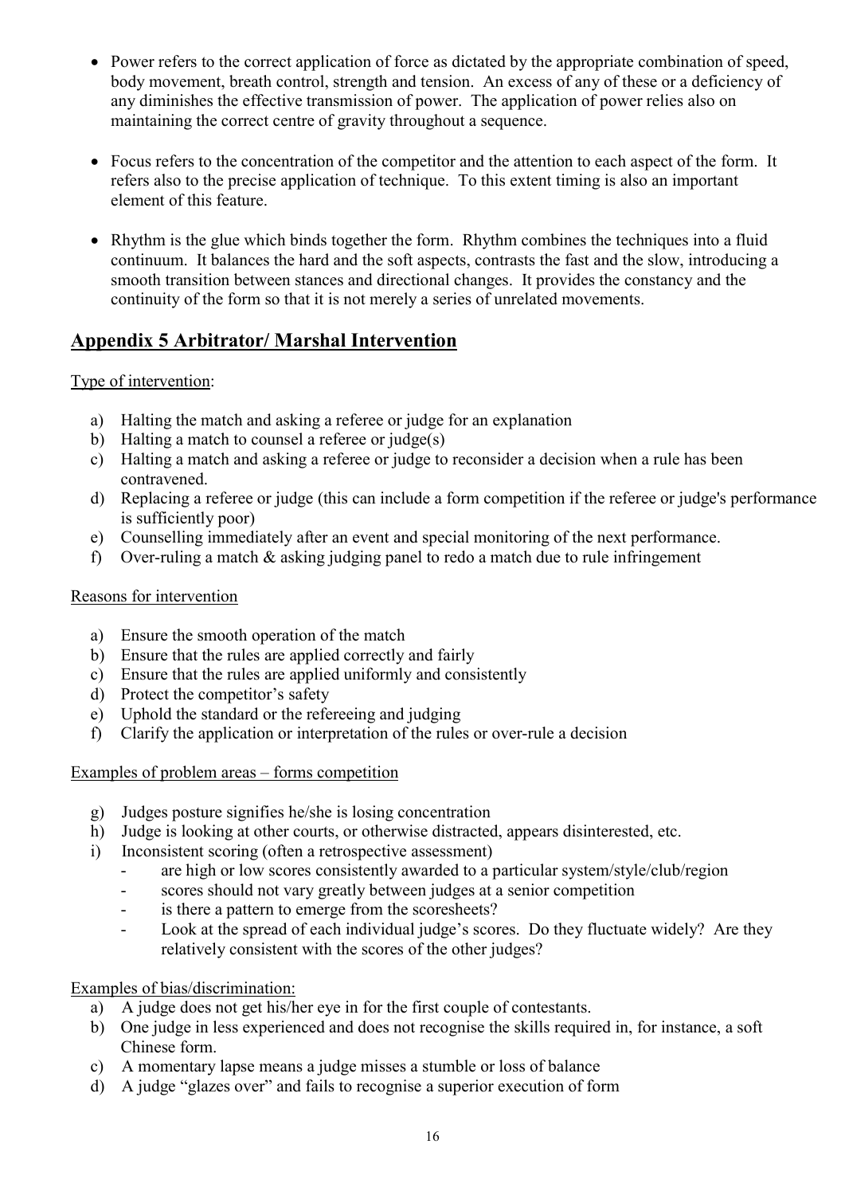- Power refers to the correct application of force as dictated by the appropriate combination of speed, body movement, breath control, strength and tension. An excess of any of these or a deficiency of any diminishes the effective transmission of power. The application of power relies also on maintaining the correct centre of gravity throughout a sequence.

- Focus refers to the concentration of the competitor and the attention to each aspect of the form. It refers also to the precise application of technique. To this extent timing is also an important element of this feature.

- Rhythm is the glue which binds together the form. Rhythm combines the techniques into a fluid continuum. It balances the hard and the soft aspects, contrasts the fast and the slow, introducing a smooth transition between stances and directional changes. It provides the constancy and the continuity of the form so that it is not merely a series of unrelated movements.

## Appendix 5 Arbitrator/ Marshal Intervention

Type of intervention:

a) Halting the match and asking a referee or judge for an explanation
b) Halting a match to counsel a referee or judge(s)
c) Halting a match and asking a referee or judge to reconsider a decision when a rule has been contravened.
d) Replacing a referee or judge (this can include a form competition if the referee or judge's performance is sufficiently poor)
e) Counselling immediately after an event and special monitoring of the next performance.
f) Over-ruling a match & asking judging panel to redo a match due to rule infringement

Reasons for intervention

a) Ensure the smooth operation of the match
b) Ensure that the rules are applied correctly and fairly
c) Ensure that the rules are applied uniformly and consistently
d) Protect the competitor's safety
e) Uphold the standard or the refereeing and judging
f) Clarify the application or interpretation of the rules or over-rule a decision

Examples of problem areas – forms competition

g) Judges posture signifies he/she is losing concentration
h) Judge is looking at other courts, or otherwise distracted, appears disinterested, etc.
i) Inconsistent scoring (often a retrospective assessment)
   - are high or low scores consistently awarded to a particular system/style/club/region
   - scores should not vary greatly between judges at a senior competition
   - is there a pattern to emerge from the scoresheets?
   - Look at the spread of each individual judge's scores. Do they fluctuate widely? Are they relatively consistent with the scores of the other judges?

Examples of bias/discrimination:

a) A judge does not get his/her eye in for the first couple of contestants.
b) One judge in less experienced and does not recognise the skills required in, for instance, a soft Chinese form.
c) A momentary lapse means a judge misses a stumble or loss of balance
d) A judge "glazes over" and fails to recognise a superior execution of form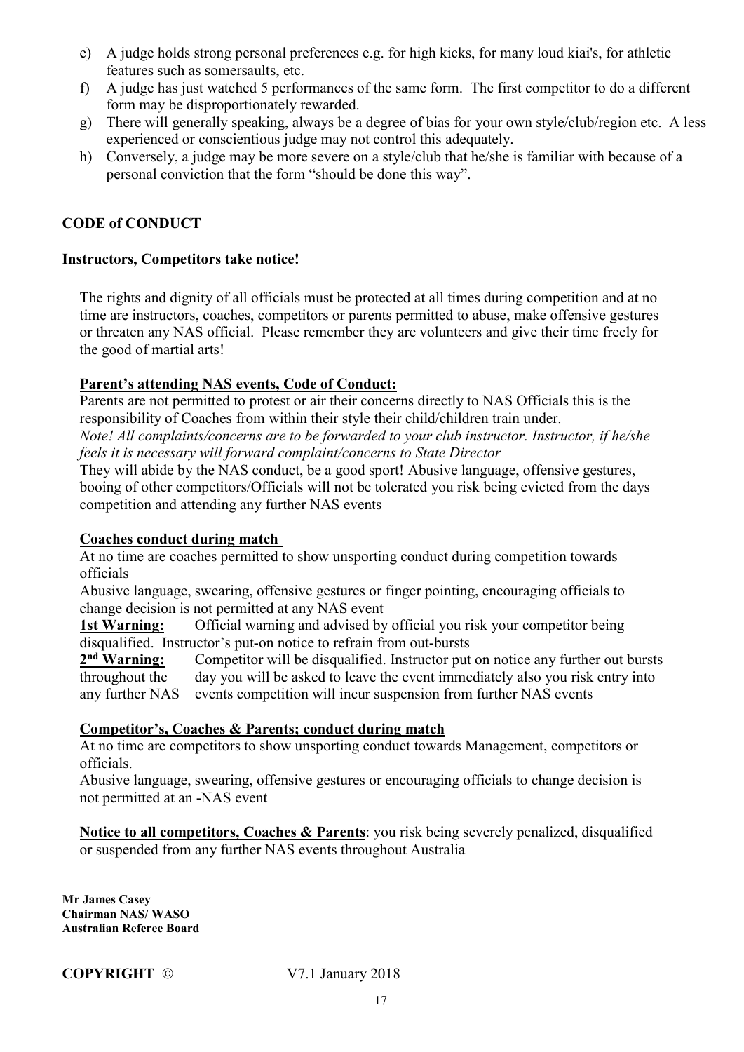e) A judge holds strong personal preferences e.g. for high kicks, for many loud kiai's, for athletic features such as somersaults, etc.
f) A judge has just watched 5 performances of the same form. The first competitor to do a different form may be disproportionately rewarded.
g) There will generally speaking, always be a degree of bias for your own style/club/region etc. A less experienced or conscientious judge may not control this adequately.
h) Conversely, a judge may be more severe on a style/club that he/she is familiar with because of a personal conviction that the form "should be done this way".

**CODE of CONDUCT**

**Instructors, Competitors take notice!**

The rights and dignity of all officials must be protected at all times during competition and at no time are instructors, coaches, competitors or parents permitted to abuse, make offensive gestures or threaten any NAS official. Please remember they are volunteers and give their time freely for the good of martial arts!

**Parent's attending NAS events, Code of Conduct:**

Parents are not permitted to protest or air their concerns directly to NAS Officials this is the responsibility of Coaches from within their style their child/children train under.
*Note! All complaints/concerns are to be forwarded to your club instructor. Instructor, if he/she feels it is necessary will forward complaint/concerns to State Director*
They will abide by the NAS conduct, be a good sport! Abusive language, offensive gestures, booing of other competitors/Officials will not be tolerated you risk being evicted from the days competition and attending any further NAS events

**Coaches conduct during match**

At no time are coaches permitted to show unsporting conduct during competition towards officials
Abusive language, swearing, offensive gestures or finger pointing, encouraging officials to change decision is not permitted at any NAS event

**1st Warning:** Official warning and advised by official you risk your competitor being disqualified. Instructor's put-on notice to refrain from out-bursts

**2nd Warning:** Competitor will be disqualified. Instructor put on notice any further out bursts throughout the day you will be asked to leave the event immediately also you risk entry into any further NAS events competition will incur suspension from further NAS events

**Competitor's, Coaches & Parents; conduct during match**

At no time are competitors to show unsporting conduct towards Management, competitors or officials.
Abusive language, swearing, offensive gestures or encouraging officials to change decision is not permitted at an -NAS event

**Notice to all competitors, Coaches & Parents**: you risk being severely penalized, disqualified or suspended from any further NAS events throughout Australia

**Mr James Casey**
**Chairman NAS/ WASO**
**Australian Referee Board**

**COPYRIGHT ©** V7.1 January 2018